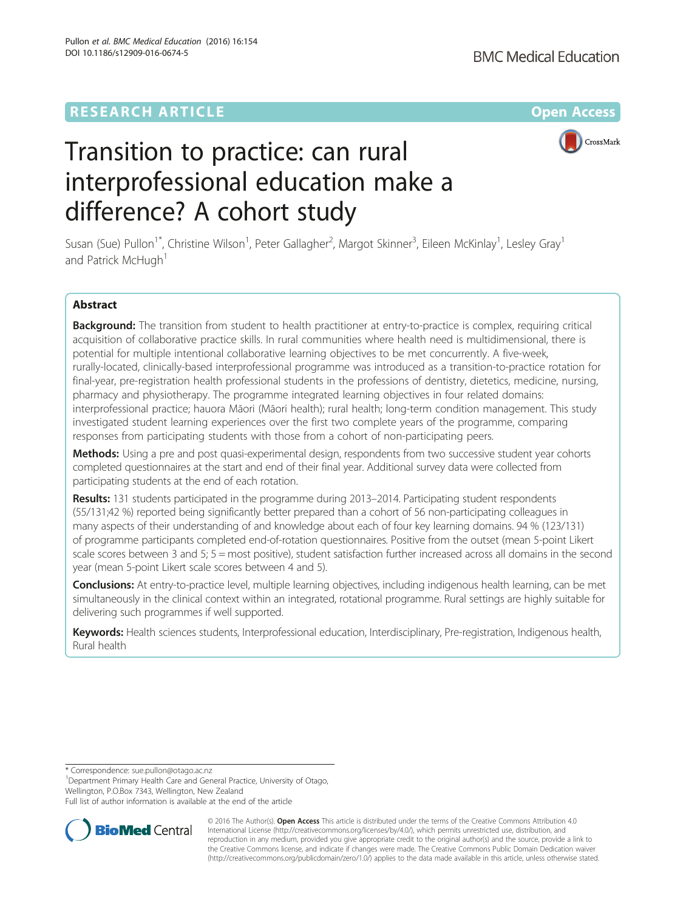RESEARCH ARTICLE

Open Access

# Transition to practice: can rural interprofessional education make a difference? A cohort study

Susan (Sue) Pullon[1*], Christine Wilson[1], Peter Gallagher[2], Margot Skinner[3], Eileen McKinlay[1], Lesley Gray[1] and Patrick McHugh[1]

## Abstract

**Background:** The transition from student to health practitioner at entry-to-practice is complex, requiring critical acquisition of collaborative practice skills. In rural communities where health need is multidimensional, there is potential for multiple intentional collaborative learning objectives to be met concurrently. A five-week, rurally-located, clinically-based interprofessional programme was introduced as a transition-to-practice rotation for final-year, pre-registration health professional students in the professions of dentistry, dietetics, medicine, nursing, pharmacy and physiotherapy. The programme integrated learning objectives in four related domains: interprofessional practice; hauora Māori (Māori health); rural health; long-term condition management. This study investigated student learning experiences over the first two complete years of the programme, comparing responses from participating students with those from a cohort of non-participating peers.

**Methods:** Using a pre and post quasi-experimental design, respondents from two successive student year cohorts completed questionnaires at the start and end of their final year. Additional survey data were collected from participating students at the end of each rotation.

**Results:** 131 students participated in the programme during 2013–2014. Participating student respondents (55/131;42 %) reported being significantly better prepared than a cohort of 56 non-participating colleagues in many aspects of their understanding of and knowledge about each of four key learning domains. 94 % (123/131) of programme participants completed end-of-rotation questionnaires. Positive from the outset (mean 5-point Likert scale scores between 3 and 5; 5 = most positive), student satisfaction further increased across all domains in the second year (mean 5-point Likert scale scores between 4 and 5).

**Conclusions:** At entry-to-practice level, multiple learning objectives, including indigenous health learning, can be met simultaneously in the clinical context within an integrated, rotational programme. Rural settings are highly suitable for delivering such programmes if well supported.

**Keywords:** Health sciences students, Interprofessional education, Interdisciplinary, Pre-registration, Indigenous health, Rural health

---

\* Correspondence: sue.pullon@otago.ac.nz
[1]Department Primary Health Care and General Practice, University of Otago, Wellington, P.O.Box 7343, Wellington, New Zealand
Full list of author information is available at the end of the article

© 2016 The Author(s). **Open Access** This article is distributed under the terms of the Creative Commons Attribution 4.0 International License (http://creativecommons.org/licenses/by/4.0/), which permits unrestricted use, distribution, and reproduction in any medium, provided you give appropriate credit to the original author(s) and the source, provide a link to the Creative Commons license, and indicate if changes were made. The Creative Commons Public Domain Dedication waiver (http://creativecommons.org/publicdomain/zero/1.0/) applies to the data made available in this article, unless otherwise stated.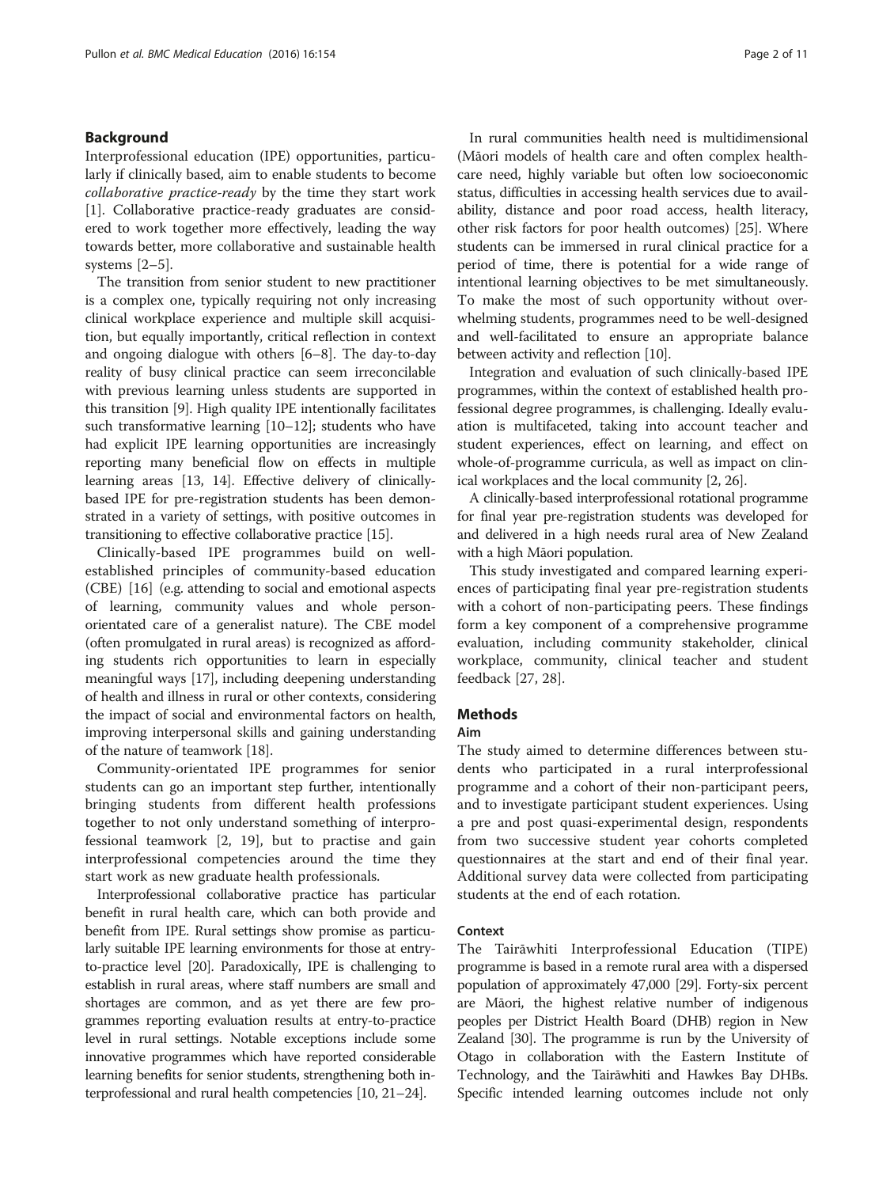## Background

Interprofessional education (IPE) opportunities, particularly if clinically based, aim to enable students to become *collaborative practice-ready* by the time they start work [1]. Collaborative practice-ready graduates are considered to work together more effectively, leading the way towards better, more collaborative and sustainable health systems [2–5].

The transition from senior student to new practitioner is a complex one, typically requiring not only increasing clinical workplace experience and multiple skill acquisition, but equally importantly, critical reflection in context and ongoing dialogue with others [6–8]. The day-to-day reality of busy clinical practice can seem irreconcilable with previous learning unless students are supported in this transition [9]. High quality IPE intentionally facilitates such transformative learning [10–12]; students who have had explicit IPE learning opportunities are increasingly reporting many beneficial flow on effects in multiple learning areas [13, 14]. Effective delivery of clinically-based IPE for pre-registration students has been demonstrated in a variety of settings, with positive outcomes in transitioning to effective collaborative practice [15].

Clinically-based IPE programmes build on well-established principles of community-based education (CBE) [16] (e.g. attending to social and emotional aspects of learning, community values and whole person-orientated care of a generalist nature). The CBE model (often promulgated in rural areas) is recognized as affording students rich opportunities to learn in especially meaningful ways [17], including deepening understanding of health and illness in rural or other contexts, considering the impact of social and environmental factors on health, improving interpersonal skills and gaining understanding of the nature of teamwork [18].

Community-orientated IPE programmes for senior students can go an important step further, intentionally bringing students from different health professions together to not only understand something of interprofessional teamwork [2, 19], but to practise and gain interprofessional competencies around the time they start work as new graduate health professionals.

Interprofessional collaborative practice has particular benefit in rural health care, which can both provide and benefit from IPE. Rural settings show promise as particularly suitable IPE learning environments for those at entry-to-practice level [20]. Paradoxically, IPE is challenging to establish in rural areas, where staff numbers are small and shortages are common, and as yet there are few programmes reporting evaluation results at entry-to-practice level in rural settings. Notable exceptions include some innovative programmes which have reported considerable learning benefits for senior students, strengthening both interprofessional and rural health competencies [10, 21–24].

In rural communities health need is multidimensional (Māori models of health care and often complex healthcare need, highly variable but often low socioeconomic status, difficulties in accessing health services due to availability, distance and poor road access, health literacy, other risk factors for poor health outcomes) [25]. Where students can be immersed in rural clinical practice for a period of time, there is potential for a wide range of intentional learning objectives to be met simultaneously. To make the most of such opportunity without overwhelming students, programmes need to be well-designed and well-facilitated to ensure an appropriate balance between activity and reflection [10].

Integration and evaluation of such clinically-based IPE programmes, within the context of established health professional degree programmes, is challenging. Ideally evaluation is multifaceted, taking into account teacher and student experiences, effect on learning, and effect on whole-of-programme curricula, as well as impact on clinical workplaces and the local community [2, 26].

A clinically-based interprofessional rotational programme for final year pre-registration students was developed for and delivered in a high needs rural area of New Zealand with a high Māori population.

This study investigated and compared learning experiences of participating final year pre-registration students with a cohort of non-participating peers. These findings form a key component of a comprehensive programme evaluation, including community stakeholder, clinical workplace, community, clinical teacher and student feedback [27, 28].

## Methods

### Aim

The study aimed to determine differences between students who participated in a rural interprofessional programme and a cohort of their non-participant peers, and to investigate participant student experiences. Using a pre and post quasi-experimental design, respondents from two successive student year cohorts completed questionnaires at the start and end of their final year. Additional survey data were collected from participating students at the end of each rotation.

### Context

The Tairāwhiti Interprofessional Education (TIPE) programme is based in a remote rural area with a dispersed population of approximately 47,000 [29]. Forty-six percent are Māori, the highest relative number of indigenous peoples per District Health Board (DHB) region in New Zealand [30]. The programme is run by the University of Otago in collaboration with the Eastern Institute of Technology, and the Tairāwhiti and Hawkes Bay DHBs. Specific intended learning outcomes include not only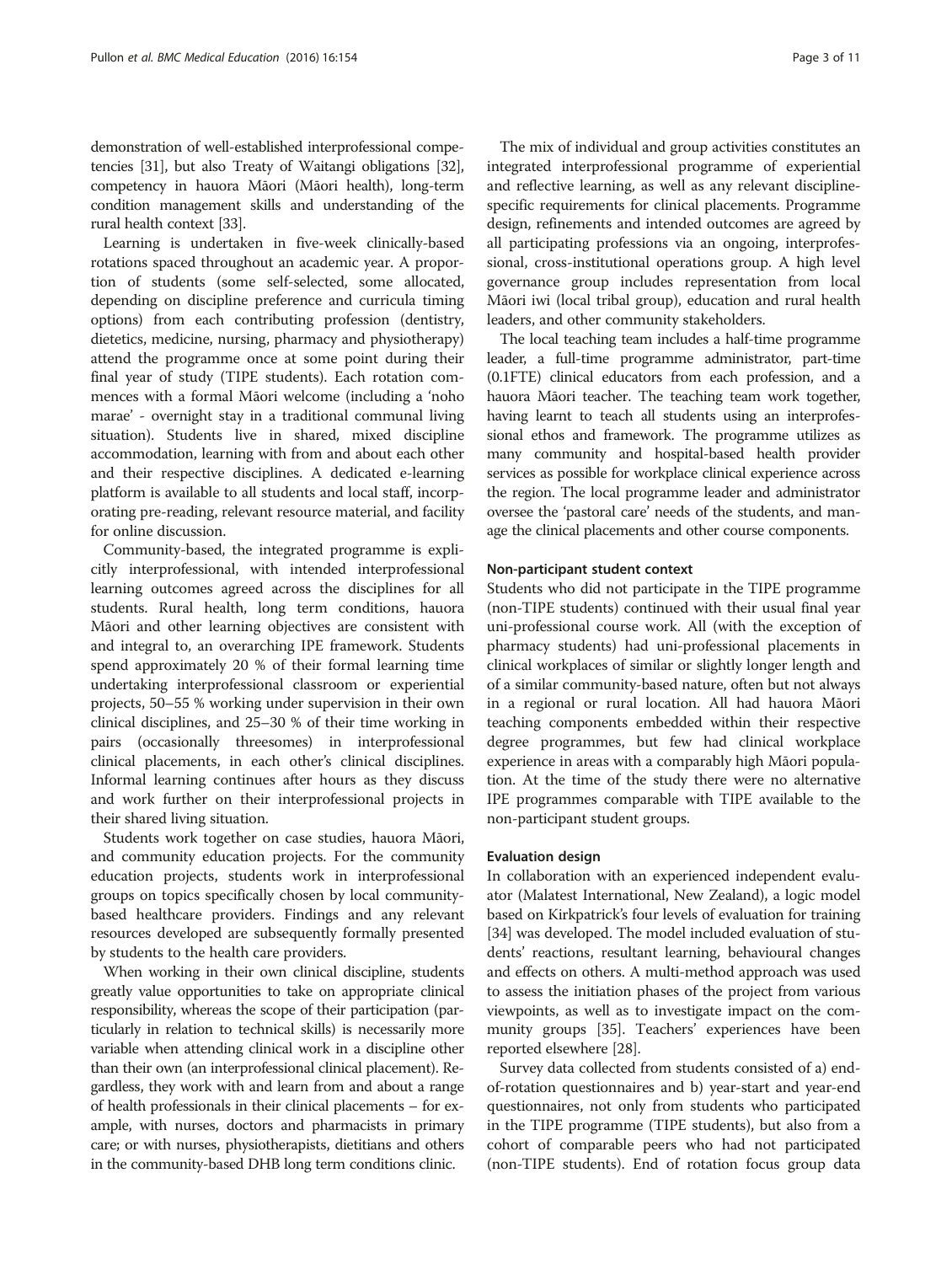demonstration of well-established interprofessional competencies [31], but also Treaty of Waitangi obligations [32], competency in hauora Māori (Māori health), long-term condition management skills and understanding of the rural health context [33].

Learning is undertaken in five-week clinically-based rotations spaced throughout an academic year. A proportion of students (some self-selected, some allocated, depending on discipline preference and curricula timing options) from each contributing profession (dentistry, dietetics, medicine, nursing, pharmacy and physiotherapy) attend the programme once at some point during their final year of study (TIPE students). Each rotation commences with a formal Māori welcome (including a 'noho marae' - overnight stay in a traditional communal living situation). Students live in shared, mixed discipline accommodation, learning with from and about each other and their respective disciplines. A dedicated e-learning platform is available to all students and local staff, incorporating pre-reading, relevant resource material, and facility for online discussion.

Community-based, the integrated programme is explicitly interprofessional, with intended interprofessional learning outcomes agreed across the disciplines for all students. Rural health, long term conditions, hauora Māori and other learning objectives are consistent with and integral to, an overarching IPE framework. Students spend approximately 20 % of their formal learning time undertaking interprofessional classroom or experiential projects, 50–55 % working under supervision in their own clinical disciplines, and 25–30 % of their time working in pairs (occasionally threesomes) in interprofessional clinical placements, in each other's clinical disciplines. Informal learning continues after hours as they discuss and work further on their interprofessional projects in their shared living situation.

Students work together on case studies, hauora Māori, and community education projects. For the community education projects, students work in interprofessional groups on topics specifically chosen by local community-based healthcare providers. Findings and any relevant resources developed are subsequently formally presented by students to the health care providers.

When working in their own clinical discipline, students greatly value opportunities to take on appropriate clinical responsibility, whereas the scope of their participation (particularly in relation to technical skills) is necessarily more variable when attending clinical work in a discipline other than their own (an interprofessional clinical placement). Regardless, they work with and learn from and about a range of health professionals in their clinical placements – for example, with nurses, doctors and pharmacists in primary care; or with nurses, physiotherapists, dietitians and others in the community-based DHB long term conditions clinic.

The mix of individual and group activities constitutes an integrated interprofessional programme of experiential and reflective learning, as well as any relevant discipline-specific requirements for clinical placements. Programme design, refinements and intended outcomes are agreed by all participating professions via an ongoing, interprofessional, cross-institutional operations group. A high level governance group includes representation from local Māori iwi (local tribal group), education and rural health leaders, and other community stakeholders.

The local teaching team includes a half-time programme leader, a full-time programme administrator, part-time (0.1FTE) clinical educators from each profession, and a hauora Māori teacher. The teaching team work together, having learnt to teach all students using an interprofessional ethos and framework. The programme utilizes as many community and hospital-based health provider services as possible for workplace clinical experience across the region. The local programme leader and administrator oversee the 'pastoral care' needs of the students, and manage the clinical placements and other course components.

### Non-participant student context

Students who did not participate in the TIPE programme (non-TIPE students) continued with their usual final year uni-professional course work. All (with the exception of pharmacy students) had uni-professional placements in clinical workplaces of similar or slightly longer length and of a similar community-based nature, often but not always in a regional or rural location. All had hauora Māori teaching components embedded within their respective degree programmes, but few had clinical workplace experience in areas with a comparably high Māori population. At the time of the study there were no alternative IPE programmes comparable with TIPE available to the non-participant student groups.

### Evaluation design

In collaboration with an experienced independent evaluator (Malatest International, New Zealand), a logic model based on Kirkpatrick's four levels of evaluation for training [34] was developed. The model included evaluation of students' reactions, resultant learning, behavioural changes and effects on others. A multi-method approach was used to assess the initiation phases of the project from various viewpoints, as well as to investigate impact on the community groups [35]. Teachers' experiences have been reported elsewhere [28].

Survey data collected from students consisted of a) end-of-rotation questionnaires and b) year-start and year-end questionnaires, not only from students who participated in the TIPE programme (TIPE students), but also from a cohort of comparable peers who had not participated (non-TIPE students). End of rotation focus group data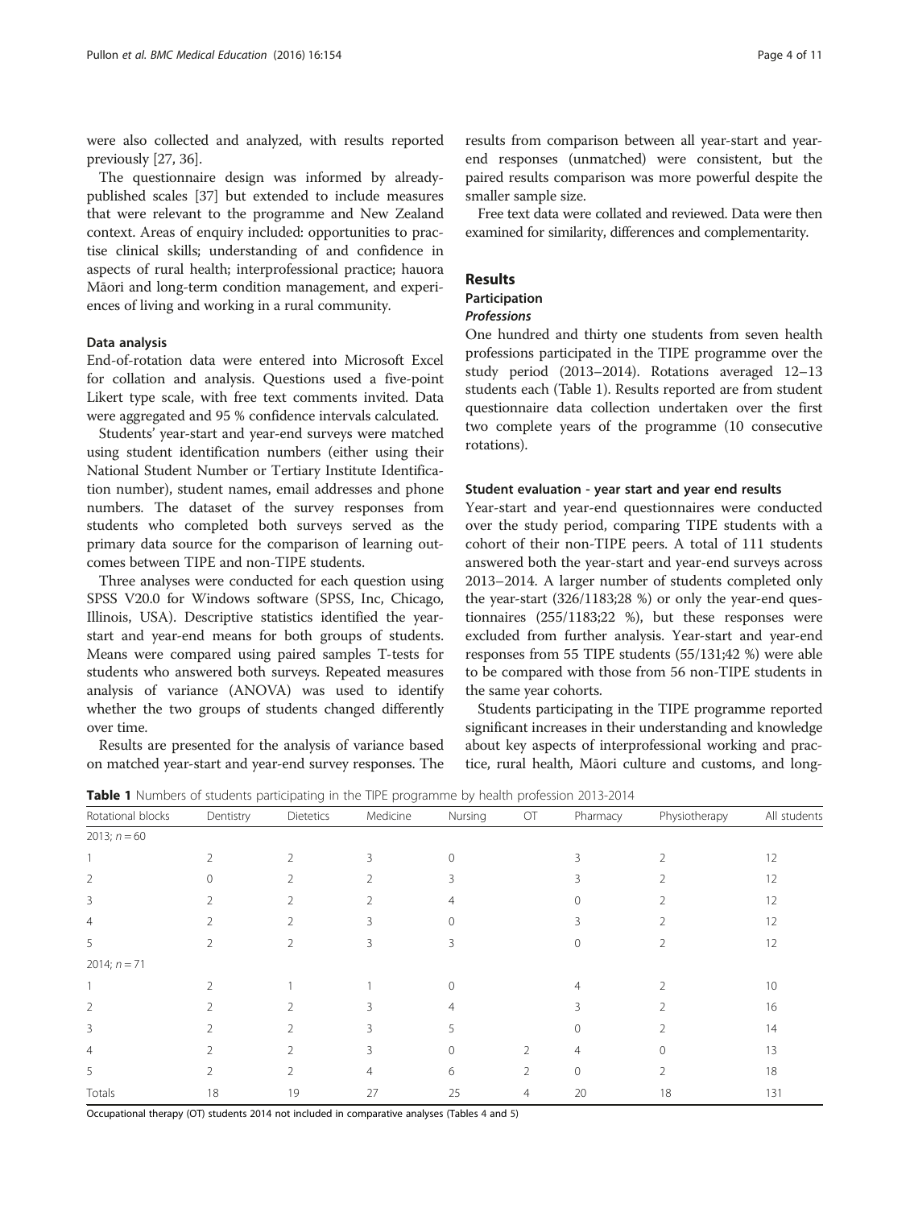were also collected and analyzed, with results reported previously [27, 36].

The questionnaire design was informed by already-published scales [37] but extended to include measures that were relevant to the programme and New Zealand context. Areas of enquiry included: opportunities to practise clinical skills; understanding of and confidence in aspects of rural health; interprofessional practice; hauora Māori and long-term condition management, and experiences of living and working in a rural community.

### Data analysis

End-of-rotation data were entered into Microsoft Excel for collation and analysis. Questions used a five-point Likert type scale, with free text comments invited. Data were aggregated and 95 % confidence intervals calculated.

Students' year-start and year-end surveys were matched using student identification numbers (either using their National Student Number or Tertiary Institute Identification number), student names, email addresses and phone numbers. The dataset of the survey responses from students who completed both surveys served as the primary data source for the comparison of learning outcomes between TIPE and non-TIPE students.

Three analyses were conducted for each question using SPSS V20.0 for Windows software (SPSS, Inc, Chicago, Illinois, USA). Descriptive statistics identified the year-start and year-end means for both groups of students. Means were compared using paired samples T-tests for students who answered both surveys. Repeated measures analysis of variance (ANOVA) was used to identify whether the two groups of students changed differently over time.

Results are presented for the analysis of variance based on matched year-start and year-end survey responses. The results from comparison between all year-start and year-end responses (unmatched) were consistent, but the paired results comparison was more powerful despite the smaller sample size.

Free text data were collated and reviewed. Data were then examined for similarity, differences and complementarity.

## Results

### Participation

#### *Professions*

One hundred and thirty one students from seven health professions participated in the TIPE programme over the study period (2013–2014). Rotations averaged 12–13 students each (Table 1). Results reported are from student questionnaire data collection undertaken over the first two complete years of the programme (10 consecutive rotations).

### Student evaluation - year start and year end results

Year-start and year-end questionnaires were conducted over the study period, comparing TIPE students with a cohort of their non-TIPE peers. A total of 111 students answered both the year-start and year-end surveys across 2013–2014. A larger number of students completed only the year-start (326/1183;28 %) or only the year-end questionnaires (255/1183;22 %), but these responses were excluded from further analysis. Year-start and year-end responses from 55 TIPE students (55/131;42 %) were able to be compared with those from 56 non-TIPE students in the same year cohorts.

Students participating in the TIPE programme reported significant increases in their understanding and knowledge about key aspects of interprofessional working and practice, rural health, Māori culture and customs, and long-

**Table 1** Numbers of students participating in the TIPE programme by health profession 2013-2014

| Rotational blocks | Dentistry | Dietetics | Medicine | Nursing | OT | Pharmacy | Physiotherapy | All students |
|---|---|---|---|---|---|---|---|---|
| 2013; *n* = 60 | | | | | | | | |
| 1 | 2 | 2 | 3 | 0 | | 3 | 2 | 12 |
| 2 | 0 | 2 | 2 | 3 | | 3 | 2 | 12 |
| 3 | 2 | 2 | 2 | 4 | | 0 | 2 | 12 |
| 4 | 2 | 2 | 3 | 0 | | 3 | 2 | 12 |
| 5 | 2 | 2 | 3 | 3 | | 0 | 2 | 12 |
| 2014; *n* = 71 | | | | | | | | |
| 1 | 2 | 1 | 1 | 0 | | 4 | 2 | 10 |
| 2 | 2 | 2 | 3 | 4 | | 3 | 2 | 16 |
| 3 | 2 | 2 | 3 | 5 | | 0 | 2 | 14 |
| 4 | 2 | 2 | 3 | 0 | 2 | 4 | 0 | 13 |
| 5 | 2 | 2 | 4 | 6 | 2 | 0 | 2 | 18 |
| Totals | 18 | 19 | 27 | 25 | 4 | 20 | 18 | 131 |

Occupational therapy (OT) students 2014 not included in comparative analyses (Tables 4 and 5)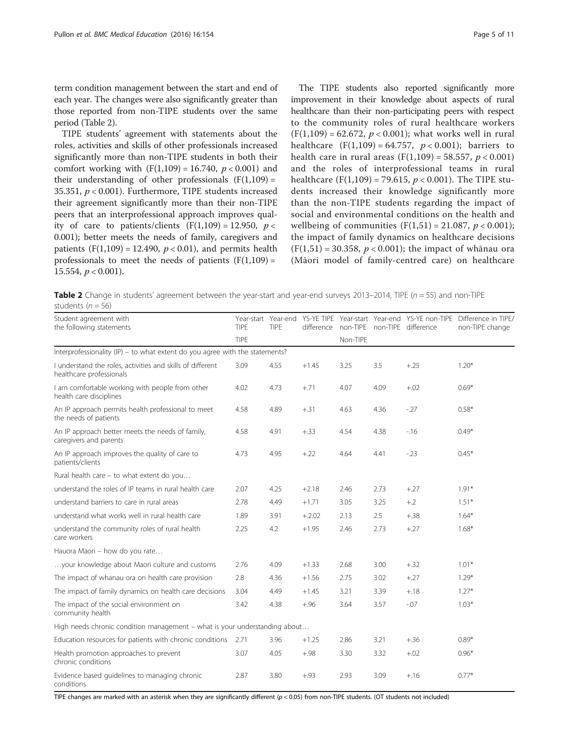term condition management between the start and end of each year. The changes were also significantly greater than those reported from non-TIPE students over the same period (Table 2).

TIPE students' agreement with statements about the roles, activities and skills of other professionals increased significantly more than non-TIPE students in both their comfort working with ($F(1,109) = 16.740$, $p < 0.001$) and their understanding of other professionals ($F(1,109) = 35.351$, $p < 0.001$). Furthermore, TIPE students increased their agreement significantly more than their non-TIPE peers that an interprofessional approach improves quality of care to patients/clients ($F(1,109) = 12.950$, $p < 0.001$); better meets the needs of family, caregivers and patients ($F(1,109) = 12.490$, $p < 0.01$), and permits health professionals to meet the needs of patients ($F(1,109) = 15.554$, $p < 0.001$).

The TIPE students also reported significantly more improvement in their knowledge about aspects of rural healthcare than their non-participating peers with respect to the community roles of rural healthcare workers ($F(1,109) = 62.672$, $p < 0.001$); what works well in rural healthcare ($F(1,109) = 64.757$, $p < 0.001$); barriers to health care in rural areas ($F(1,109) = 58.557$, $p < 0.001$) and the roles of interprofessional teams in rural healthcare ($F(1,109) = 79.615$, $p < 0.001$). The TIPE students increased their knowledge significantly more than the non-TIPE students regarding the impact of social and environmental conditions on the health and wellbeing of communities ($F(1,51) = 21.087$, $p < 0.001$); the impact of family dynamics on healthcare decisions ($F(1,51) = 30.358$, $p < 0.001$); the impact of whānau ora (Māori model of family-centred care) on healthcare

**Table 2** Change in students' agreement between the year-start and year-end surveys 2013–2014, TIPE ($n = 55$) and non-TIPE students ($n = 56$)

| Student agreement with the following statements | Year-start TIPE | Year-end TIPE | YS-YE TIPE difference | Year-start non-TIPE | Year-end non-TIPE | YS-YE non-TIPE difference | Difference in TIPE/ non-TIPE change |
|---|---|---|---|---|---|---|---|
| | TIPE | | | Non-TIPE | | | |
| Interprofessionality (IP) – to what extent do you agree with the statements? | | | | | | | |
| I understand the roles, activities and skills of different healthcare professionals | 3.09 | 4.55 | +1.45 | 3.25 | 3.5 | +.25 | 1.20* |
| I am comfortable working with people from other health care disciplines | 4.02 | 4.73 | +.71 | 4.07 | 4.09 | +.02 | 0.69* |
| An IP approach permits health professional to meet the needs of patients | 4.58 | 4.89 | +.31 | 4.63 | 4.36 | -.27 | 0.58* |
| An IP approach better meets the needs of family, caregivers and parents | 4.58 | 4.91 | +.33 | 4.54 | 4.38 | -.16 | 0.49* |
| An IP approach improves the quality of care to patients/clients | 4.73 | 4.95 | +.22 | 4.64 | 4.41 | -.23 | 0.45* |
| Rural health care – to what extent do you… | | | | | | | |
| understand the roles of IP teams in rural health care | 2.07 | 4.25 | +2.18 | 2.46 | 2.73 | +.27 | 1.91* |
| understand barriers to care in rural areas | 2.78 | 4.49 | +1.71 | 3.05 | 3.25 | +.2 | 1.51* |
| understand what works well in rural health care | 1.89 | 3.91 | +.2.02 | 2.13 | 2.5 | +.38 | 1.64* |
| understand the community roles of rural health care workers | 2.25 | 4.2 | +1.95 | 2.46 | 2.73 | +.27 | 1.68* |
| Hauora Maori – how do you rate… | | | | | | | |
| …your knowledge about Maori culture and customs | 2.76 | 4.09 | +1.33 | 2.68 | 3.00 | +.32 | 1.01* |
| The impact of whanau ora on health care provision | 2.8 | 4.36 | +1.56 | 2.75 | 3.02 | +.27 | 1.29* |
| The impact of family dynamics on health care decisions | 3.04 | 4.49 | +1.45 | 3.21 | 3.39 | +.18 | 1.27* |
| The impact of the social environment on community health | 3.42 | 4.38 | +.96 | 3.64 | 3.57 | -.07 | 1.03* |
| High needs chronic condition management – what is your understanding about… | | | | | | | |
| Education resources for patients with chronic conditions | 2.71 | 3.96 | +1.25 | 2.86 | 3.21 | +.36 | 0.89* |
| Health promotion approaches to prevent chronic conditions | 3.07 | 4.05 | +.98 | 3.30 | 3.32 | +.02 | 0.96* |
| Evidence based guidelines to managing chronic conditions | 2.87 | 3.80 | +.93 | 2.93 | 3.09 | +.16 | 0.77* |

TIPE changes are marked with an asterisk when they are significantly different ($p < 0.05$) from non-TIPE students. (OT students not included)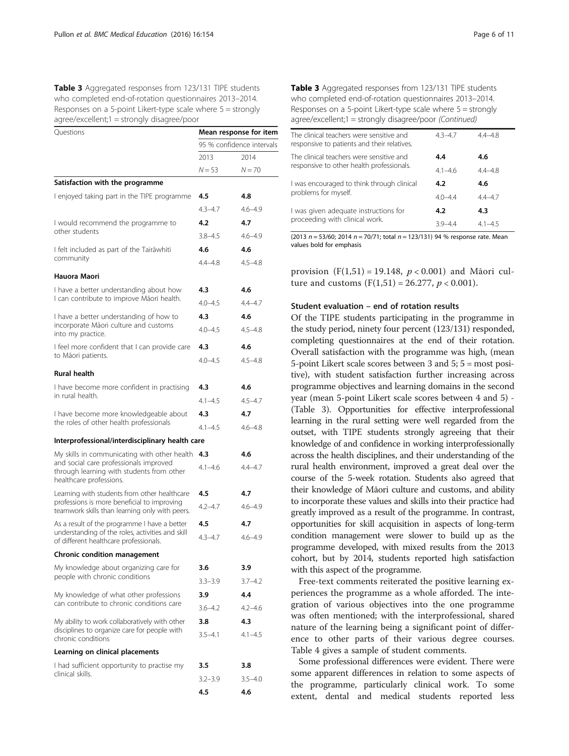**Table 3** Aggregated responses from 123/131 TIPE students who completed end-of-rotation questionnaires 2013–2014. Responses on a 5-point Likert-type scale where 5 = strongly agree/excellent;1 = strongly disagree/poor

| Questions | Mean response for item | |
|---|---|---|
| | 95 % confidence intervals | |
| | 2013 | 2014 |
| | $N = 53$ | $N = 70$ |
| **Satisfaction with the programme** | | |
| I enjoyed taking part in the TIPE programme | **4.5** | **4.8** |
| | 4.3–4.7 | 4.6–4.9 |
| I would recommend the programme to other students | **4.2** | **4.7** |
| | 3.8–4.5 | 4.6–4.9 |
| I felt included as part of the Tairāwhiti community | **4.6** | **4.6** |
| | 4.4–4.8 | 4.5–4.8 |
| **Hauora Maori** | | |
| I have a better understanding about how I can contribute to improve Māori health. | **4.3** | **4.6** |
| | 4.0–4.5 | 4.4–4.7 |
| I have a better understanding of how to incorporate Māori culture and customs into my practice. | **4.3** | **4.6** |
| | 4.0–4.5 | 4.5–4.8 |
| I feel more confident that I can provide care to Māori patients. | **4.3** | **4.6** |
| | 4.0–4.5 | 4.5–4.8 |
| **Rural health** | | |
| I have become more confident in practising in rural health. | **4.3** | **4.6** |
| | 4.1–4.5 | 4.5–4.7 |
| I have become more knowledgeable about the roles of other health professionals | **4.3** | **4.7** |
| | 4.1–4.5 | 4.6–4.8 |
| **Interprofessional/interdisciplinary health care** | | |
| My skills in communicating with other health and social care professionals improved through learning with students from other healthcare professions. | **4.3** | **4.6** |
| | 4.1–4.6 | 4.4–4.7 |
| Learning with students from other healthcare professions is more beneficial to improving teamwork skills than learning only with peers. | **4.5** | **4.7** |
| | 4.2–4.7 | 4.6–4.9 |
| As a result of the programme I have a better understanding of the roles, activities and skill of different healthcare professionals. | **4.5** | **4.7** |
| | 4.3–4.7 | 4.6–4.9 |
| **Chronic condition management** | | |
| My knowledge about organizing care for people with chronic conditions | **3.6** | **3.9** |
| | 3.3–3.9 | 3.7–4.2 |
| My knowledge of what other professions can contribute to chronic conditions care | **3.9** | **4.4** |
| | 3.6–4.2 | 4.2–4.6 |
| My ability to work collaboratively with other disciplines to organize care for people with chronic conditions | **3.8** | **4.3** |
| | 3.5–4.1 | 4.1–4.5 |
| **Learning on clinical placements** | | |
| I had sufficient opportunity to practise my clinical skills. | **3.5** | **3.8** |
| | 3.2–3.9 | 3.5–4.0 |
| The clinical teachers were sensitive and responsive to patients and their relatives. | **4.5** | **4.6** |
| | 4.3–4.7 | 4.4–4.8 |
| The clinical teachers were sensitive and responsive to other health professionals. | **4.4** | **4.6** |
| | 4.1–4.6 | 4.4–4.8 |
| I was encouraged to think through clinical problems for myself. | **4.2** | **4.6** |
| | 4.0–4.4 | 4.4–4.7 |
| I was given adequate instructions for proceeding with clinical work. | **4.2** | **4.3** |
| | 3.9–4.4 | 4.1–4.5 |

(2013 $n = 53/60$; 2014 $n = 70/71$; total $n = 123/131$) 94 % response rate. Mean values bold for emphasis

provision ($F(1,51) = 19.148$, $p < 0.001$) and Māori culture and customs ($F(1,51) = 26.277$, $p < 0.001$).

### Student evaluation – end of rotation results

Of the TIPE students participating in the programme in the study period, ninety four percent (123/131) responded, completing questionnaires at the end of their rotation. Overall satisfaction with the programme was high, (mean 5-point Likert scale scores between 3 and 5; 5 = most positive), with student satisfaction further increasing across programme objectives and learning domains in the second year (mean 5-point Likert scale scores between 4 and 5) - (Table 3). Opportunities for effective interprofessional learning in the rural setting were well regarded from the outset, with TIPE students strongly agreeing that their knowledge of and confidence in working interprofessionally across the health disciplines, and their understanding of the rural health environment, improved a great deal over the course of the 5-week rotation. Students also agreed that their knowledge of Māori culture and customs, and ability to incorporate these values and skills into their practice had greatly improved as a result of the programme. In contrast, opportunities for skill acquisition in aspects of long-term condition management were slower to build up as the programme developed, with mixed results from the 2013 cohort, but by 2014, students reported high satisfaction with this aspect of the programme.

Free-text comments reiterated the positive learning experiences the programme as a whole afforded. The integration of various objectives into the one programme was often mentioned; with the interprofessional, shared nature of the learning being a significant point of difference to other parts of their various degree courses. Table 4 gives a sample of student comments.

Some professional differences were evident. There were some apparent differences in relation to some aspects of the programme, particularly clinical work. To some extent, dental and medical students reported less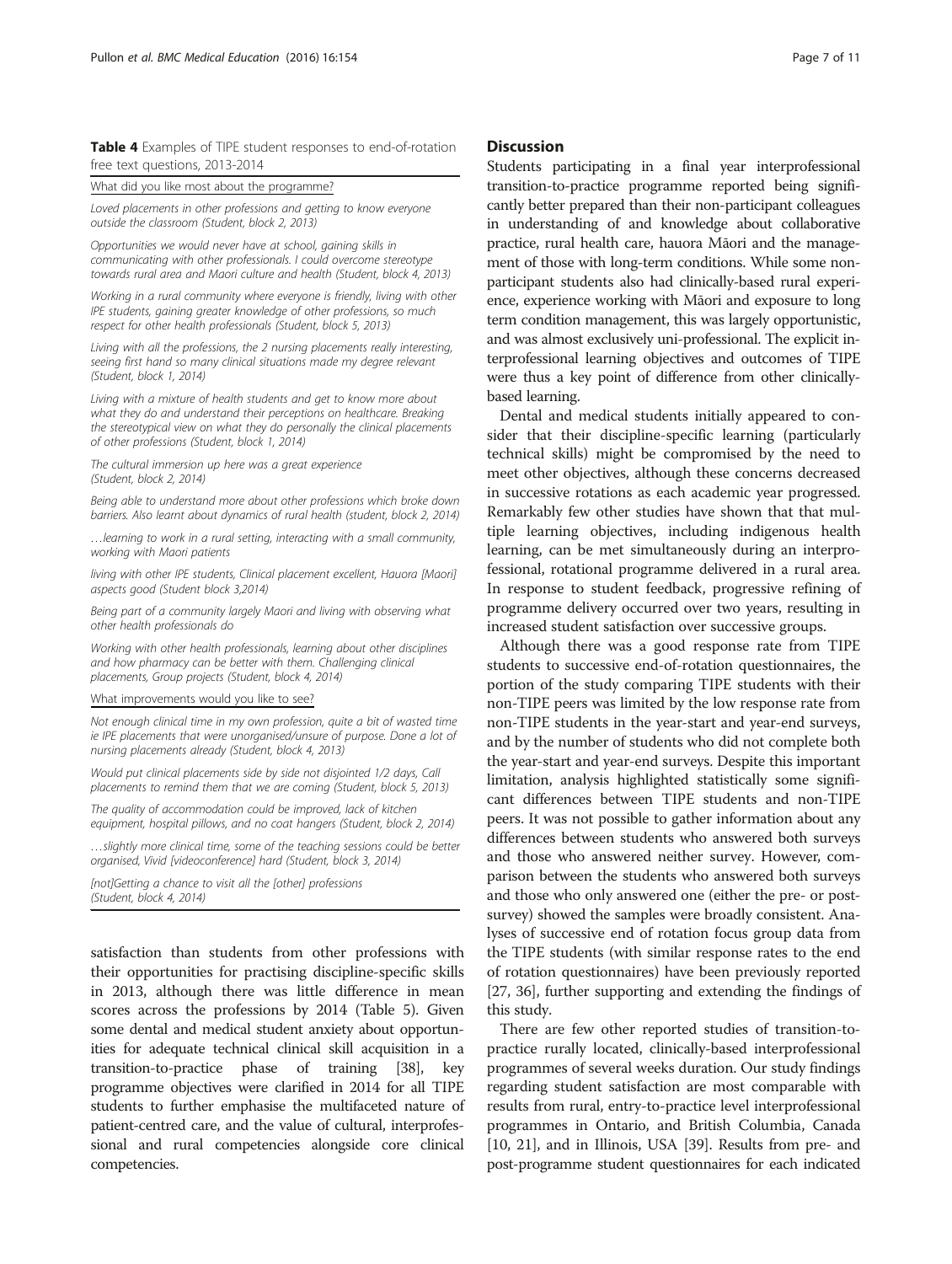**Table 4** Examples of TIPE student responses to end-of-rotation free text questions, 2013-2014

| What did you like most about the programme? |
|---|
| *Loved placements in other professions and getting to know everyone outside the classroom (Student, block 2, 2013)* |
| *Opportunities we would never have at school, gaining skills in communicating with other professionals. I could overcome stereotype towards rural area and Maori culture and health (Student, block 4, 2013)* |
| *Working in a rural community where everyone is friendly, living with other IPE students, gaining greater knowledge of other professions, so much respect for other health professionals (Student, block 5, 2013)* |
| *Living with all the professions, the 2 nursing placements really interesting, seeing first hand so many clinical situations made my degree relevant (Student, block 1, 2014)* |
| *Living with a mixture of health students and get to know more about what they do and understand their perceptions on healthcare. Breaking the stereotypical view on what they do personally the clinical placements of other professions (Student, block 1, 2014)* |
| *The cultural immersion up here was a great experience (Student, block 2, 2014)* |
| *Being able to understand more about other professions which broke down barriers. Also learnt about dynamics of rural health (student, block 2, 2014)* |
| *…learning to work in a rural setting, interacting with a small community, working with Maori patients* |
| *living with other IPE students, Clinical placement excellent, Hauora [Maori] aspects good (Student block 3,2014)* |
| *Being part of a community largely Maori and living with observing what other health professionals do* |
| *Working with other health professionals, learning about other disciplines and how pharmacy can be better with them. Challenging clinical placements, Group projects (Student, block 4, 2014)* |
| What improvements would you like to see? |
| *Not enough clinical time in my own profession, quite a bit of wasted time ie IPE placements that were unorganised/unsure of purpose. Done a lot of nursing placements already (Student, block 4, 2013)* |
| *Would put clinical placements side by side not disjointed 1/2 days, Call placements to remind them that we are coming (Student, block 5, 2013)* |
| *The quality of accommodation could be improved, lack of kitchen equipment, hospital pillows, and no coat hangers (Student, block 2, 2014)* |
| *…slightly more clinical time, some of the teaching sessions could be better organised, Vivid [videoconference] hard (Student, block 3, 2014)* |
| *[not]Getting a chance to visit all the [other] professions (Student, block 4, 2014)* |

satisfaction than students from other professions with their opportunities for practising discipline-specific skills in 2013, although there was little difference in mean scores across the professions by 2014 (Table 5). Given some dental and medical student anxiety about opportunities for adequate technical clinical skill acquisition in a transition-to-practice phase of training [38], key programme objectives were clarified in 2014 for all TIPE students to further emphasise the multifaceted nature of patient-centred care, and the value of cultural, interprofessional and rural competencies alongside core clinical competencies.

## Discussion

Students participating in a final year interprofessional transition-to-practice programme reported being significantly better prepared than their non-participant colleagues in understanding of and knowledge about collaborative practice, rural health care, hauora Māori and the management of those with long-term conditions. While some non-participant students also had clinically-based rural experience, experience working with Māori and exposure to long term condition management, this was largely opportunistic, and was almost exclusively uni-professional. The explicit interprofessional learning objectives and outcomes of TIPE were thus a key point of difference from other clinically-based learning.

Dental and medical students initially appeared to consider that their discipline-specific learning (particularly technical skills) might be compromised by the need to meet other objectives, although these concerns decreased in successive rotations as each academic year progressed. Remarkably few other studies have shown that that multiple learning objectives, including indigenous health learning, can be met simultaneously during an interprofessional, rotational programme delivered in a rural area. In response to student feedback, progressive refining of programme delivery occurred over two years, resulting in increased student satisfaction over successive groups.

Although there was a good response rate from TIPE students to successive end-of-rotation questionnaires, the portion of the study comparing TIPE students with their non-TIPE peers was limited by the low response rate from non-TIPE students in the year-start and year-end surveys, and by the number of students who did not complete both the year-start and year-end surveys. Despite this important limitation, analysis highlighted statistically some significant differences between TIPE students and non-TIPE peers. It was not possible to gather information about any differences between students who answered both surveys and those who answered neither survey. However, comparison between the students who answered both surveys and those who only answered one (either the pre- or post-survey) showed the samples were broadly consistent. Analyses of successive end of rotation focus group data from the TIPE students (with similar response rates to the end of rotation questionnaires) have been previously reported [27, 36], further supporting and extending the findings of this study.

There are few other reported studies of transition-to-practice rurally located, clinically-based interprofessional programmes of several weeks duration. Our study findings regarding student satisfaction are most comparable with results from rural, entry-to-practice level interprofessional programmes in Ontario, and British Columbia, Canada [10, 21], and in Illinois, USA [39]. Results from pre- and post-programme student questionnaires for each indicated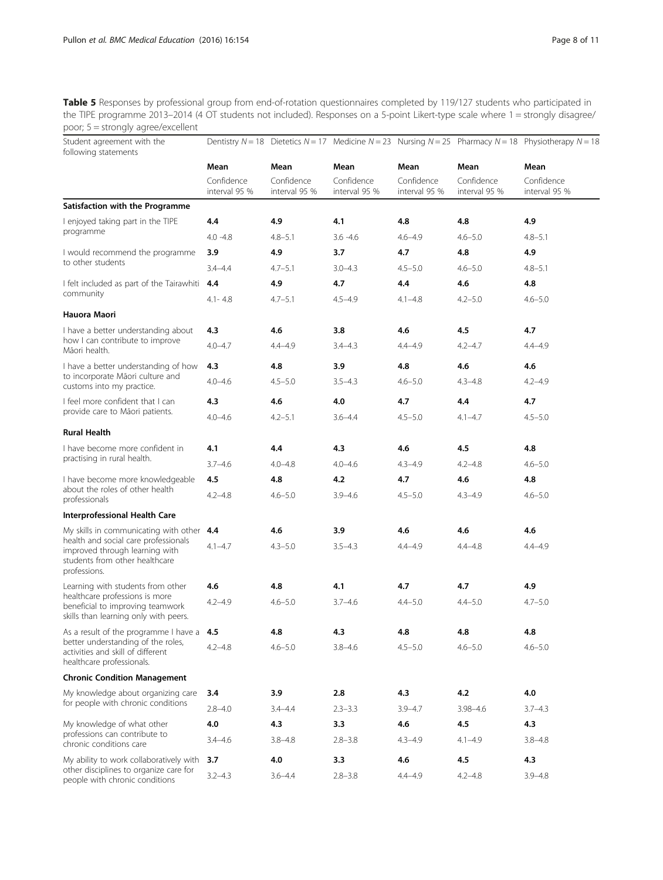**Table 5** Responses by professional group from end-of-rotation questionnaires completed by 119/127 students who participated in the TIPE programme 2013–2014 (4 OT students not included). Responses on a 5-point Likert-type scale where 1 = strongly disagree/ poor; 5 = strongly agree/excellent

| Student agreement with the following statements | Dentistry $N = 18$ | Dietetics $N = 17$ | Medicine $N = 23$ | Nursing $N = 25$ | Pharmacy $N = 18$ | Physiotherapy $N = 18$ |
|---|---|---|---|---|---|---|
| | **Mean** | **Mean** | **Mean** | **Mean** | **Mean** | **Mean** |
| | Confidence interval 95 % | Confidence interval 95 % | Confidence interval 95 % | Confidence interval 95 % | Confidence interval 95 % | Confidence interval 95 % |
| **Satisfaction with the Programme** | | | | | | |
| I enjoyed taking part in the TIPE programme | **4.4** | **4.9** | **4.1** | **4.8** | **4.8** | **4.9** |
| | 4.0 -4.8 | 4.8–5.1 | 3.6 -4.6 | 4.6–4.9 | 4.6–5.0 | 4.8–5.1 |
| I would recommend the programme to other students | **3.9** | **4.9** | **3.7** | **4.7** | **4.8** | **4.9** |
| | 3.4–4.4 | 4.7–5.1 | 3.0–4.3 | 4.5–5.0 | 4.6–5.0 | 4.8–5.1 |
| I felt included as part of the Tairawhiti community | **4.4** | **4.9** | **4.7** | **4.4** | **4.6** | **4.8** |
| | 4.1- 4.8 | 4.7–5.1 | 4.5–4.9 | 4.1–4.8 | 4.2–5.0 | 4.6–5.0 |
| **Hauora Maori** | | | | | | |
| I have a better understanding about how I can contribute to improve Māori health. | **4.3** | **4.6** | **3.8** | **4.6** | **4.5** | **4.7** |
| | 4.0–4.7 | 4.4–4.9 | 3.4–4.3 | 4.4–4.9 | 4.2–4.7 | 4.4–4.9 |
| I have a better understanding of how to incorporate Māori culture and customs into my practice. | **4.3** | **4.8** | **3.9** | **4.8** | **4.6** | **4.6** |
| | 4.0–4.6 | 4.5–5.0 | 3.5–4.3 | 4.6–5.0 | 4.3–4.8 | 4.2–4.9 |
| I feel more confident that I can provide care to Māori patients. | **4.3** | **4.6** | **4.0** | **4.7** | **4.4** | **4.7** |
| | 4.0–4.6 | 4.2–5.1 | 3.6–4.4 | 4.5–5.0 | 4.1–4.7 | 4.5–5.0 |
| **Rural Health** | | | | | | |
| I have become more confident in practising in rural health. | **4.1** | **4.4** | **4.3** | **4.6** | **4.5** | **4.8** |
| | 3.7–4.6 | 4.0–4.8 | 4.0–4.6 | 4.3–4.9 | 4.2–4.8 | 4.6–5.0 |
| I have become more knowledgeable about the roles of other health professionals | **4.5** | **4.8** | **4.2** | **4.7** | **4.6** | **4.8** |
| | 4.2–4.8 | 4.6–5.0 | 3.9–4.6 | 4.5–5.0 | 4.3–4.9 | 4.6–5.0 |
| **Interprofessional Health Care** | | | | | | |
| My skills in communicating with other health and social care professionals improved through learning with students from other healthcare professions. | **4.4** | **4.6** | **3.9** | **4.6** | **4.6** | **4.6** |
| | 4.1–4.7 | 4.3–5.0 | 3.5–4.3 | 4.4–4.9 | 4.4–4.8 | 4.4–4.9 |
| Learning with students from other healthcare professions is more beneficial to improving teamwork skills than learning only with peers. | **4.6** | **4.8** | **4.1** | **4.7** | **4.7** | **4.9** |
| | 4.2–4.9 | 4.6–5.0 | 3.7–4.6 | 4.4–5.0 | 4.4–5.0 | 4.7–5.0 |
| As a result of the programme I have a better understanding of the roles, activities and skill of different healthcare professionals. | **4.5** | **4.8** | **4.3** | **4.8** | **4.8** | **4.8** |
| | 4.2–4.8 | 4.6–5.0 | 3.8–4.6 | 4.5–5.0 | 4.6–5.0 | 4.6–5.0 |
| **Chronic Condition Management** | | | | | | |
| My knowledge about organizing care for people with chronic conditions | **3.4** | **3.9** | **2.8** | **4.3** | **4.2** | **4.0** |
| | 2.8–4.0 | 3.4–4.4 | 2.3–3.3 | 3.9–4.7 | 3.98–4.6 | 3.7–4.3 |
| My knowledge of what other professions can contribute to chronic conditions care | **4.0** | **4.3** | **3.3** | **4.6** | **4.5** | **4.3** |
| | 3.4–4.6 | 3.8–4.8 | 2.8–3.8 | 4.3–4.9 | 4.1–4.9 | 3.8–4.8 |
| My ability to work collaboratively with other disciplines to organize care for people with chronic conditions | **3.7** | **4.0** | **3.3** | **4.6** | **4.5** | **4.3** |
| | 3.2–4.3 | 3.6–4.4 | 2.8–3.8 | 4.4–4.9 | 4.2–4.8 | 3.9–4.8 |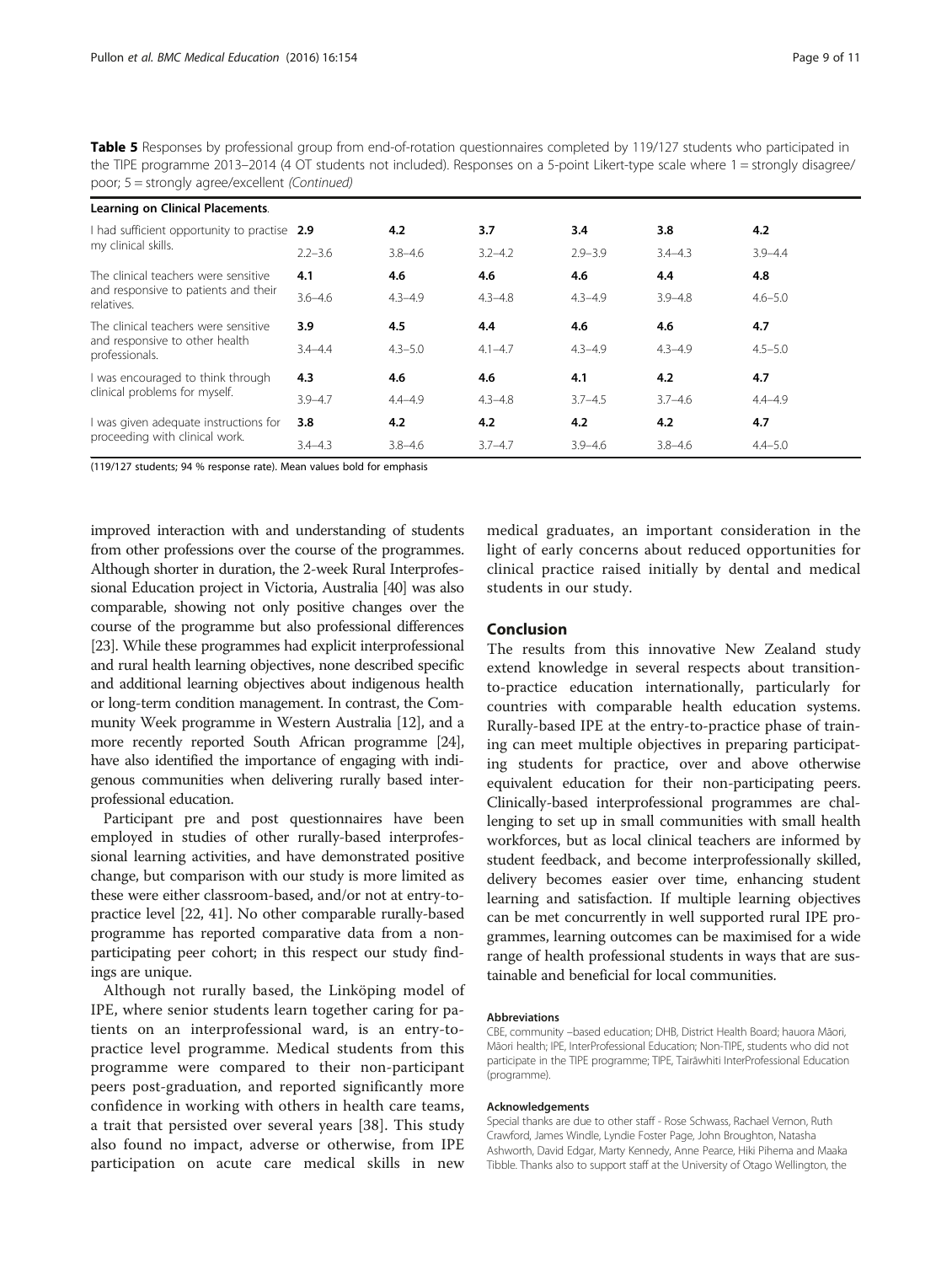**Table 5** Responses by professional group from end-of-rotation questionnaires completed by 119/127 students who participated in the TIPE programme 2013–2014 (4 OT students not included). Responses on a 5-point Likert-type scale where 1 = strongly disagree/ poor; 5 = strongly agree/excellent *(Continued)*

| **Learning on Clinical Placements.** | | | | | | |
|---|---|---|---|---|---|---|
| I had sufficient opportunity to practise my clinical skills. | **2.9** | **4.2** | **3.7** | **3.4** | **3.8** | **4.2** |
| | 2.2–3.6 | 3.8–4.6 | 3.2–4.2 | 2.9–3.9 | 3.4–4.3 | 3.9–4.4 |
| The clinical teachers were sensitive and responsive to patients and their relatives. | **4.1** | **4.6** | **4.6** | **4.6** | **4.4** | **4.8** |
| | 3.6–4.6 | 4.3–4.9 | 4.3–4.8 | 4.3–4.9 | 3.9–4.8 | 4.6–5.0 |
| The clinical teachers were sensitive and responsive to other health professionals. | **3.9** | **4.5** | **4.4** | **4.6** | **4.6** | **4.7** |
| | 3.4–4.4 | 4.3–5.0 | 4.1–4.7 | 4.3–4.9 | 4.3–4.9 | 4.5–5.0 |
| I was encouraged to think through clinical problems for myself. | **4.3** | **4.6** | **4.6** | **4.1** | **4.2** | **4.7** |
| | 3.9–4.7 | 4.4–4.9 | 4.3–4.8 | 3.7–4.5 | 3.7–4.6 | 4.4–4.9 |
| I was given adequate instructions for proceeding with clinical work. | **3.8** | **4.2** | **4.2** | **4.2** | **4.2** | **4.7** |
| | 3.4–4.3 | 3.8–4.6 | 3.7–4.7 | 3.9–4.6 | 3.8–4.6 | 4.4–5.0 |

(119/127 students; 94 % response rate). Mean values bold for emphasis

improved interaction with and understanding of students from other professions over the course of the programmes. Although shorter in duration, the 2-week Rural Interprofessional Education project in Victoria, Australia [40] was also comparable, showing not only positive changes over the course of the programme but also professional differences [23]. While these programmes had explicit interprofessional and rural health learning objectives, none described specific and additional learning objectives about indigenous health or long-term condition management. In contrast, the Community Week programme in Western Australia [12], and a more recently reported South African programme [24], have also identified the importance of engaging with indigenous communities when delivering rurally based interprofessional education.

Participant pre and post questionnaires have been employed in studies of other rurally-based interprofessional learning activities, and have demonstrated positive change, but comparison with our study is more limited as these were either classroom-based, and/or not at entry-to-practice level [22, 41]. No other comparable rurally-based programme has reported comparative data from a non-participating peer cohort; in this respect our study findings are unique.

Although not rurally based, the Linköping model of IPE, where senior students learn together caring for patients on an interprofessional ward, is an entry-to-practice level programme. Medical students from this programme were compared to their non-participant peers post-graduation, and reported significantly more confidence in working with others in health care teams, a trait that persisted over several years [38]. This study also found no impact, adverse or otherwise, from IPE participation on acute care medical skills in new medical graduates, an important consideration in the light of early concerns about reduced opportunities for clinical practice raised initially by dental and medical students in our study.

## Conclusion

The results from this innovative New Zealand study extend knowledge in several respects about transition-to-practice education internationally, particularly for countries with comparable health education systems. Rurally-based IPE at the entry-to-practice phase of training can meet multiple objectives in preparing participating students for practice, over and above otherwise equivalent education for their non-participating peers. Clinically-based interprofessional programmes are challenging to set up in small communities with small health workforces, but as local clinical teachers are informed by student feedback, and become interprofessionally skilled, delivery becomes easier over time, enhancing student learning and satisfaction. If multiple learning objectives can be met concurrently in well supported rural IPE programmes, learning outcomes can be maximised for a wide range of health professional students in ways that are sustainable and beneficial for local communities.

#### Abbreviations

CBE, community –based education; DHB, District Health Board; hauora Māori, Māori health; IPE, InterProfessional Education; Non-TIPE, students who did not participate in the TIPE programme; TIPE, Tairāwhiti InterProfessional Education (programme).

#### Acknowledgements

Special thanks are due to other staff - Rose Schwass, Rachael Vernon, Ruth Crawford, James Windle, Lyndie Foster Page, John Broughton, Natasha Ashworth, David Edgar, Marty Kennedy, Anne Pearce, Hiki Pihema and Maaka Tibble. Thanks also to support staff at the University of Otago Wellington, the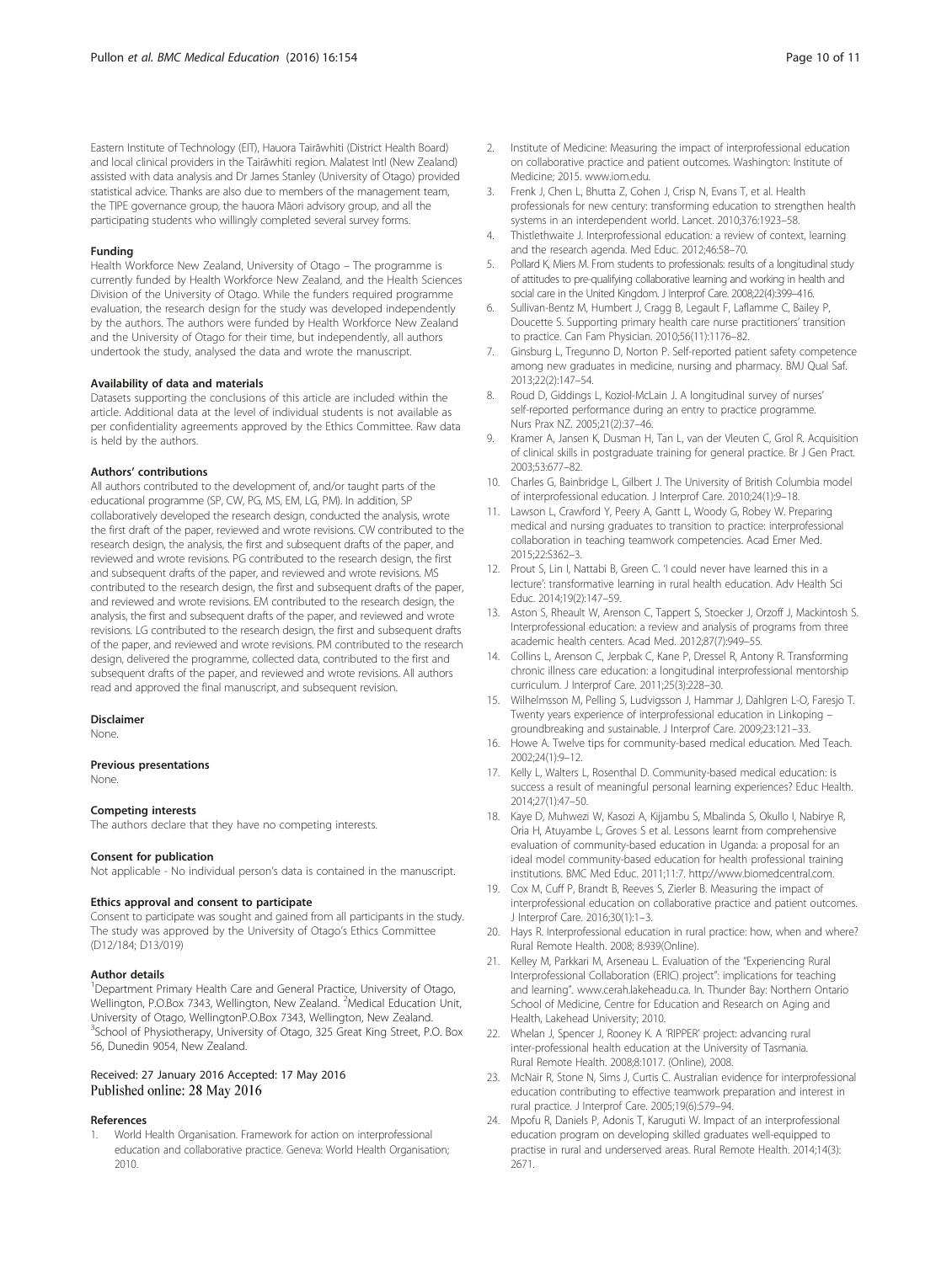Eastern Institute of Technology (EIT), Hauora Tairāwhiti (District Health Board) and local clinical providers in the Tairāwhiti region. Malatest Intl (New Zealand) assisted with data analysis and Dr James Stanley (University of Otago) provided statistical advice. Thanks are also due to members of the management team, the TIPE governance group, the hauora Māori advisory group, and all the participating students who willingly completed several survey forms.

#### Funding

Health Workforce New Zealand, University of Otago – The programme is currently funded by Health Workforce New Zealand, and the Health Sciences Division of the University of Otago. While the funders required programme evaluation, the research design for the study was developed independently by the authors. The authors were funded by Health Workforce New Zealand and the University of Otago for their time, but independently, all authors undertook the study, analysed the data and wrote the manuscript.

#### Availability of data and materials

Datasets supporting the conclusions of this article are included within the article. Additional data at the level of individual students is not available as per confidentiality agreements approved by the Ethics Committee. Raw data is held by the authors.

#### Authors' contributions

All authors contributed to the development of, and/or taught parts of the educational programme (SP, CW, PG, MS, EM, LG, PM). In addition, SP collaboratively developed the research design, conducted the analysis, wrote the first draft of the paper, reviewed and wrote revisions. CW contributed to the research design, the analysis, the first and subsequent drafts of the paper, and reviewed and wrote revisions. PG contributed to the research design, the first and subsequent drafts of the paper, and reviewed and wrote revisions. MS contributed to the research design, the first and subsequent drafts of the paper, and reviewed and wrote revisions. EM contributed to the research design, the analysis, the first and subsequent drafts of the paper, and reviewed and wrote revisions. LG contributed to the research design, the first and subsequent drafts of the paper, and reviewed and wrote revisions. PM contributed to the research design, delivered the programme, collected data, contributed to the first and subsequent drafts of the paper, and reviewed and wrote revisions. All authors read and approved the final manuscript, and subsequent revision.

#### Disclaimer

None.

#### Previous presentations

None.

#### Competing interests

The authors declare that they have no competing interests.

#### Consent for publication

Not applicable - No individual person's data is contained in the manuscript.

#### Ethics approval and consent to participate

Consent to participate was sought and gained from all participants in the study. The study was approved by the University of Otago's Ethics Committee (D12/184; D13/019)

#### Author details

[1]Department Primary Health Care and General Practice, University of Otago, Wellington, P.O.Box 7343, Wellington, New Zealand. [2]Medical Education Unit, University of Otago, WellingtonP.O.Box 7343, Wellington, New Zealand. [3]School of Physiotherapy, University of Otago, 325 Great King Street, P.O. Box 56, Dunedin 9054, New Zealand.

Received: 27 January 2016 Accepted: 17 May 2016
Published online: 28 May 2016

#### References

1. World Health Organisation. Framework for action on interprofessional education and collaborative practice. Geneva: World Health Organisation; 2010.
2. Institute of Medicine: Measuring the impact of interprofessional education on collaborative practice and patient outcomes. Washington: Institute of Medicine; 2015. www.iom.edu.
3. Frenk J, Chen L, Bhutta Z, Cohen J, Crisp N, Evans T, et al. Health professionals for new century: transforming education to strengthen health systems in an interdependent world. Lancet. 2010;376:1923–58.
4. Thistlethwaite J. Interprofessional education: a review of context, learning and the research agenda. Med Educ. 2012;46:58–70.
5. Pollard K, Miers M. From students to professionals: results of a longitudinal study of attitudes to pre-qualifying collaborative learning and working in health and social care in the United Kingdom. J Interprof Care. 2008;22(4):399–416.
6. Sullivan-Bentz M, Humbert J, Cragg B, Legault F, Laflamme C, Bailey P, Doucette S. Supporting primary health care nurse practitioners' transition to practice. Can Fam Physician. 2010;56(11):1176–82.
7. Ginsburg L, Tregunno D, Norton P. Self-reported patient safety competence among new graduates in medicine, nursing and pharmacy. BMJ Qual Saf. 2013;22(2):147–54.
8. Roud D, Giddings L, Koziol-McLain J. A longitudinal survey of nurses' self-reported performance during an entry to practice programme. Nurs Prax NZ. 2005;21(2):37–46.
9. Kramer A, Jansen K, Dusman H, Tan L, van der Vleuten C, Grol R. Acquisition of clinical skills in postgraduate training for general practice. Br J Gen Pract. 2003;53:677–82.
10. Charles G, Bainbridge L, Gilbert J. The University of British Columbia model of interprofessional education. J Interprof Care. 2010;24(1):9–18.
11. Lawson L, Crawford Y, Peery A, Gantt L, Woody G, Robey W. Preparing medical and nursing graduates to transition to practice: interprofessional collaboration in teaching teamwork competencies. Acad Emer Med. 2015;22:S362–3.
12. Prout S, Lin I, Nattabi B, Green C. 'I could never have learned this in a lecture': transformative learning in rural health education. Adv Health Sci Educ. 2014;19(2):147–59.
13. Aston S, Rheault W, Arenson C, Tappert S, Stoecker J, Orzoff J, Mackintosh S. Interprofessional education: a review and analysis of programs from three academic health centers. Acad Med. 2012;87(7):949–55.
14. Collins L, Arenson C, Jerpbak C, Kane P, Dressel R, Antony R. Transforming chronic illness care education: a longitudinal interprofessional mentorship curriculum. J Interprof Care. 2011;25(3):228–30.
15. Wilhelmsson M, Pelling S, Ludvigsson J, Hammar J, Dahlgren L-O, Faresjo T. Twenty years experience of interprofessional education in Linkoping – groundbreaking and sustainable. J Interprof Care. 2009;23:121–33.
16. Howe A. Twelve tips for community-based medical education. Med Teach. 2002;24(1):9–12.
17. Kelly L, Walters L, Rosenthal D. Community-based medical education: is success a result of meaningful personal learning experiences? Educ Health. 2014;27(1):47–50.
18. Kaye D, Muhwezi W, Kasozi A, Kijjambu S, Mbalinda S, Okullo I, Nabirye R, Oria H, Atuyambe L, Groves S et al. Lessons learnt from comprehensive evaluation of community-based education in Uganda: a proposal for an ideal model community-based education for health professional training institutions. BMC Med Educ. 2011;11:7. http://www.biomedcentral.com.
19. Cox M, Cuff P, Brandt B, Reeves S, Zierler B. Measuring the impact of interprofessional education on collaborative practice and patient outcomes. J Interprof Care. 2016;30(1):1–3.
20. Hays R. Interprofessional education in rural practice: how, when and where? Rural Remote Health. 2008; 8:939(Online).
21. Kelley M, Parkkari M, Arseneau L. Evaluation of the "Experiencing Rural Interprofessional Collaboration (ERIC) project": implications for teaching and learning". www.cerah.lakeheadu.ca. In. Thunder Bay: Northern Ontario School of Medicine, Centre for Education and Research on Aging and Health, Lakehead University; 2010.
22. Whelan J, Spencer J, Rooney K. A 'RIPPER' project: advancing rural inter-professional health education at the University of Tasmania. Rural Remote Health. 2008;8:1017. (Online), 2008.
23. McNair R, Stone N, Sims J, Curtis C. Australian evidence for interprofessional education contributing to effective teamwork preparation and interest in rural practice. J Interprof Care. 2005;19(6):579–94.
24. Mpofu R, Daniels P, Adonis T, Karuguti W. Impact of an interprofessional education program on developing skilled graduates well-equipped to practise in rural and underserved areas. Rural Remote Health. 2014;14(3): 2671.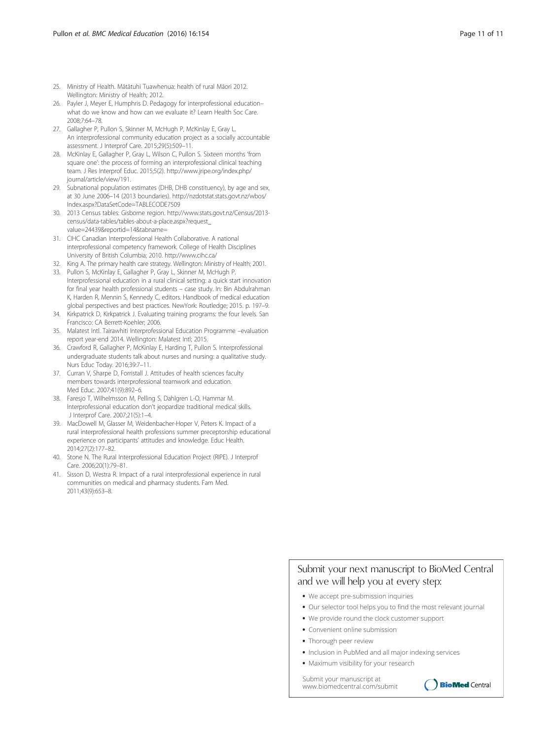25. Ministry of Health. Mātātuhi Tuawhenua: health of rural Māori 2012. Wellington: Ministry of Health; 2012.
26. Payler J, Meyer E, Humphris D. Pedagogy for interprofessional education– what do we know and how can we evaluate it? Learn Health Soc Care. 2008;7:64–78.
27. Gallagher P, Pullon S, Skinner M, McHugh P, McKinlay E, Gray L. An interprofessional community education project as a socially accountable assessment. J Interprof Care. 2015;29(5):509–11.
28. McKinlay E, Gallagher P, Gray L, Wilson C, Pullon S. Sixteen months 'from square one': the process of forming an interprofessional clinical teaching team. J Res Interprof Educ. 2015;5(2). http://www.jripe.org/index.php/journal/article/view/191.
29. Subnational population estimates (DHB, DHB constituency), by age and sex, at 30 June 2006–14 (2013 boundaries). http://nzdotstat.stats.govt.nz/wbos/Index.aspx?DataSetCode=TABLECODE7509
30. 2013 Census tables: Gisborne region. http://www.stats.govt.nz/Census/2013-census/data-tables/tables-about-a-place.aspx?request_value=24439&reportid=14&tabname=
31. CIHC Canadian Interprofessional Health Collaborative. A national interprofessional competency framework. College of Health Disciplines University of British Columbia; 2010. http://www.cihc.ca/
32. King A. The primary health care strategy. Wellington: Ministry of Health; 2001.
33. Pullon S, McKinlay E, Gallagher P, Gray L, Skinner M, McHugh P. Interprofessional education in a rural clinical setting: a quick start innovation for final year health professional students – case study. In: Bin Abdulrahman K, Harden R, Mennin S, Kennedy C, editors. Handbook of medical education global perspectives and best practices. NewYork: Routledge; 2015. p. 197–9.
34. Kirkpatrick D, Kirkpatrick J. Evaluating training programs: the four levels. San Francisco: CA Berrett-Koehler; 2006.
35. Malatest Intl. Tairawhiti Interprofessional Education Programme –evaluation report year-end 2014. Wellington: Malatest Intl; 2015.
36. Crawford R, Gallagher P, McKinlay E, Harding T, Pullon S. Interprofessional undergraduate students talk about nurses and nursing: a qualitative study. Nurs Educ Today. 2016;39:7–11.
37. Curran V, Sharpe D, Forristall J. Attitudes of health sciences faculty members towards interprofessional teamwork and education. Med Educ. 2007;41(9):892–6.
38. Faresjo T, Wilhelmsson M, Pelling S, Dahlgren L-O, Hammar M. Interprofessional education don't jeopardize traditional medical skills. J Interprof Care. 2007;21(5):1–4.
39. MacDowell M, Glasser M, Weidenbacher-Hoper V, Peters K. Impact of a rural interprofessional health professions summer preceptorship educational experience on participants' attitudes and knowledge. Educ Health. 2014;27(2):177–82.
40. Stone N. The Rural Interprofessional Education Project (RIPE). J Interprof Care. 2006;20(1):79–81.
41. Sisson D, Westra R. Impact of a rural interprofessional experience in rural communities on medical and pharmacy students. Fam Med. 2011;43(9):653–8.

Submit your next manuscript to BioMed Central and we will help you at every step:

- We accept pre-submission inquiries
- Our selector tool helps you to find the most relevant journal
- We provide round the clock customer support
- Convenient online submission
- Thorough peer review
- Inclusion in PubMed and all major indexing services
- Maximum visibility for your research

Submit your manuscript at www.biomedcentral.com/submit

BioMed Central